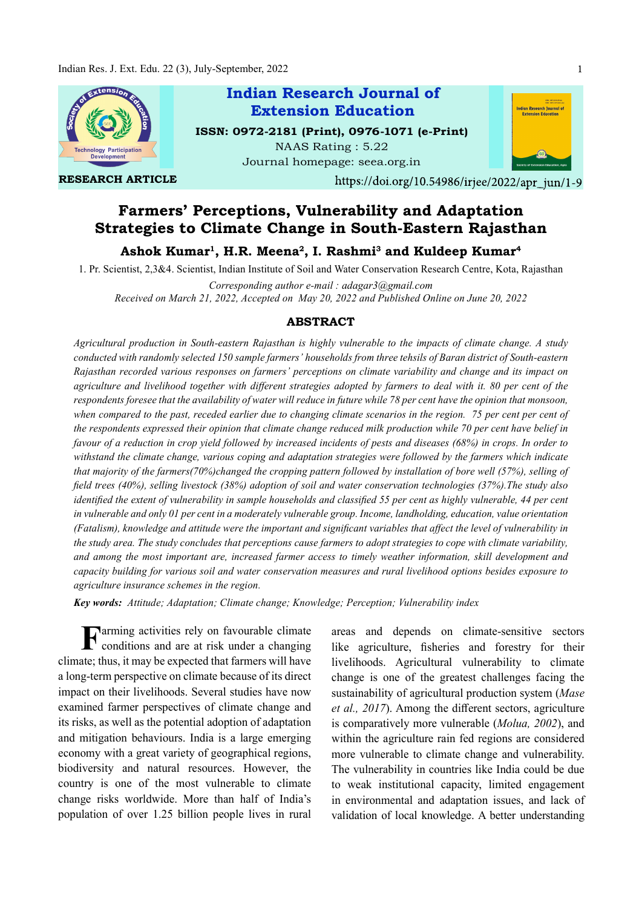# Indian Research Journal of Extension Education

**ISSN: 0972-2181 (Print), 0976-1071 (e-Print)**
NAAS Rating : 5.22
Journal homepage: seea.org.in

**RESEARCH ARTICLE**

https://doi.org/10.54986/irjee/2022/apr_jun/1-9

## Farmers' Perceptions, Vulnerability and Adaptation Strategies to Climate Change in South-Eastern Rajasthan

**Ashok Kumar[1], H.R. Meena[2], I. Rashmi[3] and Kuldeep Kumar[4]**

1. Pr. Scientist, 2,3&4. Scientist, Indian Institute of Soil and Water Conservation Research Centre, Kota, Rajasthan

*Corresponding author e-mail : adagar3@gmail.com*

*Received on March 21, 2022, Accepted on May 20, 2022 and Published Online on June 20, 2022*

### ABSTRACT

*Agricultural production in South-eastern Rajasthan is highly vulnerable to the impacts of climate change. A study conducted with randomly selected 150 sample farmers' households from three tehsils of Baran district of South-eastern Rajasthan recorded various responses on farmers' perceptions on climate variability and change and its impact on agriculture and livelihood together with different strategies adopted by farmers to deal with it. 80 per cent of the respondents foresee that the availability of water will reduce in future while 78 per cent have the opinion that monsoon, when compared to the past, receded earlier due to changing climate scenarios in the region. 75 per cent per cent of the respondents expressed their opinion that climate change reduced milk production while 70 per cent have belief in favour of a reduction in crop yield followed by increased incidents of pests and diseases (68%) in crops. In order to withstand the climate change, various coping and adaptation strategies were followed by the farmers which indicate that majority of the farmers(70%)changed the cropping pattern followed by installation of bore well (57%), selling of field trees (40%), selling livestock (38%) adoption of soil and water conservation technologies (37%).The study also identified the extent of vulnerability in sample households and classified 55 per cent as highly vulnerable, 44 per cent in vulnerable and only 01 per cent in a moderately vulnerable group. Income, landholding, education, value orientation (Fatalism), knowledge and attitude were the important and significant variables that affect the level of vulnerability in the study area. The study concludes that perceptions cause farmers to adopt strategies to cope with climate variability, and among the most important are, increased farmer access to timely weather information, skill development and capacity building for various soil and water conservation measures and rural livelihood options besides exposure to agriculture insurance schemes in the region.*

***Key words:*** *Attitude; Adaptation; Climate change; Knowledge; Perception; Vulnerability index*

Farming activities rely on favourable climate conditions and are at risk under a changing climate; thus, it may be expected that farmers will have a long-term perspective on climate because of its direct impact on their livelihoods. Several studies have now examined farmer perspectives of climate change and its risks, as well as the potential adoption of adaptation and mitigation behaviours. India is a large emerging economy with a great variety of geographical regions, biodiversity and natural resources. However, the country is one of the most vulnerable to climate change risks worldwide. More than half of India's population of over 1.25 billion people lives in rural areas and depends on climate-sensitive sectors like agriculture, fisheries and forestry for their livelihoods. Agricultural vulnerability to climate change is one of the greatest challenges facing the sustainability of agricultural production system (*Mase et al., 2017*). Among the different sectors, agriculture is comparatively more vulnerable (*Molua, 2002*), and within the agriculture rain fed regions are considered more vulnerable to climate change and vulnerability. The vulnerability in countries like India could be due to weak institutional capacity, limited engagement in environmental and adaptation issues, and lack of validation of local knowledge. A better understanding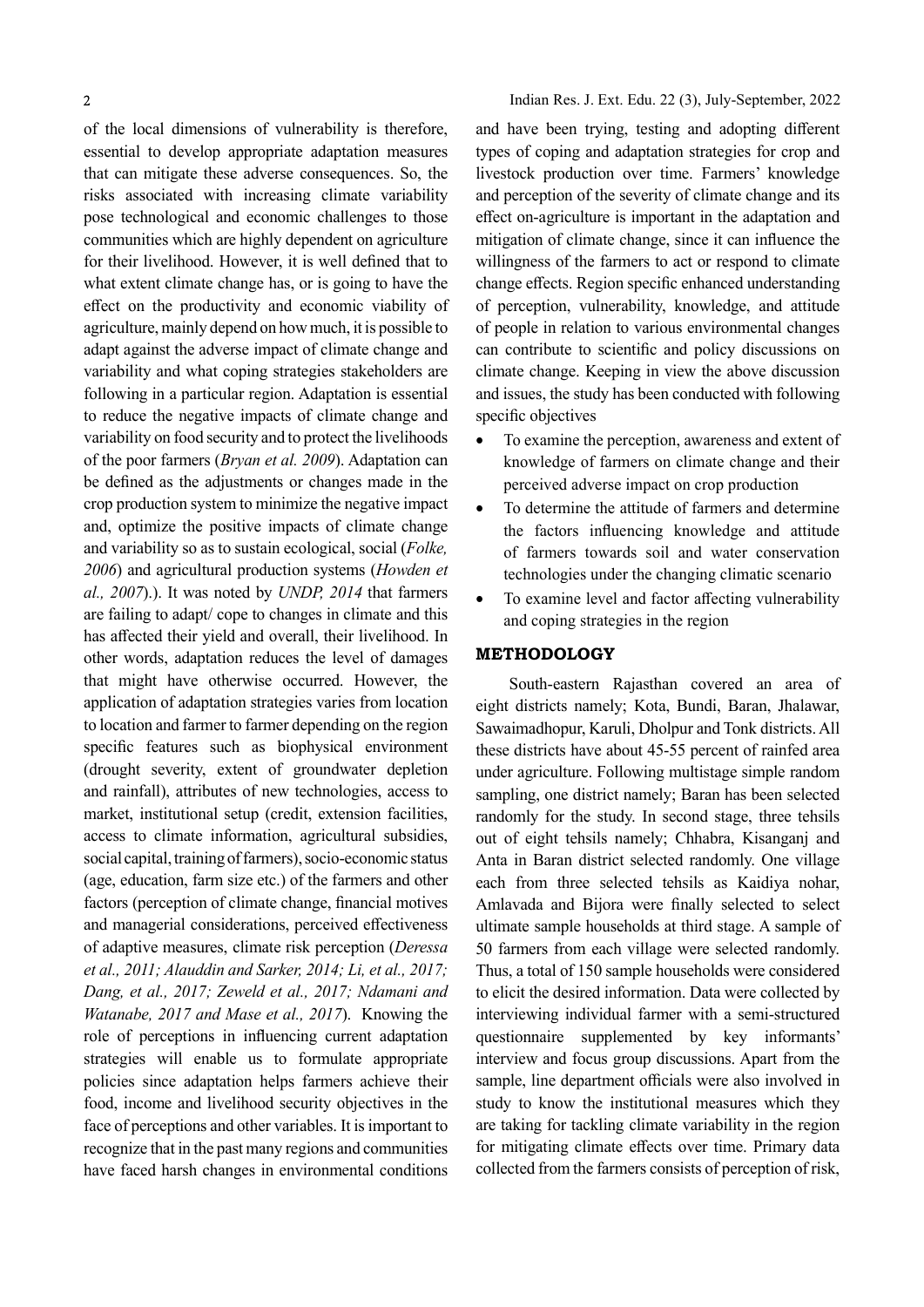of the local dimensions of vulnerability is therefore, essential to develop appropriate adaptation measures that can mitigate these adverse consequences. So, the risks associated with increasing climate variability pose technological and economic challenges to those communities which are highly dependent on agriculture for their livelihood. However, it is well defined that to what extent climate change has, or is going to have the effect on the productivity and economic viability of agriculture, mainly depend on how much, it is possible to adapt against the adverse impact of climate change and variability and what coping strategies stakeholders are following in a particular region. Adaptation is essential to reduce the negative impacts of climate change and variability on food security and to protect the livelihoods of the poor farmers (*Bryan et al. 2009*). Adaptation can be defined as the adjustments or changes made in the crop production system to minimize the negative impact and, optimize the positive impacts of climate change and variability so as to sustain ecological, social (*Folke, 2006*) and agricultural production systems (*Howden et al., 2007*).). It was noted by *UNDP, 2014* that farmers are failing to adapt/ cope to changes in climate and this has affected their yield and overall, their livelihood. In other words, adaptation reduces the level of damages that might have otherwise occurred. However, the application of adaptation strategies varies from location to location and farmer to farmer depending on the region specific features such as biophysical environment (drought severity, extent of groundwater depletion and rainfall), attributes of new technologies, access to market, institutional setup (credit, extension facilities, access to climate information, agricultural subsidies, social capital, training of farmers), socio-economic status (age, education, farm size etc.) of the farmers and other factors (perception of climate change, financial motives and managerial considerations, perceived effectiveness of adaptive measures, climate risk perception (*Deressa et al., 2011; Alauddin and Sarker, 2014; Li, et al., 2017; Dang, et al., 2017; Zeweld et al., 2017; Ndamani and Watanabe, 2017 and Mase et al., 2017*). Knowing the role of perceptions in influencing current adaptation strategies will enable us to formulate appropriate policies since adaptation helps farmers achieve their food, income and livelihood security objectives in the face of perceptions and other variables. It is important to recognize that in the past many regions and communities have faced harsh changes in environmental conditions and have been trying, testing and adopting different types of coping and adaptation strategies for crop and livestock production over time. Farmers' knowledge and perception of the severity of climate change and its effect on-agriculture is important in the adaptation and mitigation of climate change, since it can influence the willingness of the farmers to act or respond to climate change effects. Region specific enhanced understanding of perception, vulnerability, knowledge, and attitude of people in relation to various environmental changes can contribute to scientific and policy discussions on climate change. Keeping in view the above discussion and issues, the study has been conducted with following specific objectives

- To examine the perception, awareness and extent of knowledge of farmers on climate change and their perceived adverse impact on crop production
- To determine the attitude of farmers and determine the factors influencing knowledge and attitude of farmers towards soil and water conservation technologies under the changing climatic scenario
- To examine level and factor affecting vulnerability and coping strategies in the region

## METHODOLOGY

South-eastern Rajasthan covered an area of eight districts namely; Kota, Bundi, Baran, Jhalawar, Sawaimadhopur, Karuli, Dholpur and Tonk districts. All these districts have about 45-55 percent of rainfed area under agriculture. Following multistage simple random sampling, one district namely; Baran has been selected randomly for the study. In second stage, three tehsils out of eight tehsils namely; Chhabra, Kisanganj and Anta in Baran district selected randomly. One village each from three selected tehsils as Kaidiya nohar, Amlavada and Bijora were finally selected to select ultimate sample households at third stage. A sample of 50 farmers from each village were selected randomly. Thus, a total of 150 sample households were considered to elicit the desired information. Data were collected by interviewing individual farmer with a semi-structured questionnaire supplemented by key informants' interview and focus group discussions. Apart from the sample, line department officials were also involved in study to know the institutional measures which they are taking for tackling climate variability in the region for mitigating climate effects over time. Primary data collected from the farmers consists of perception of risk,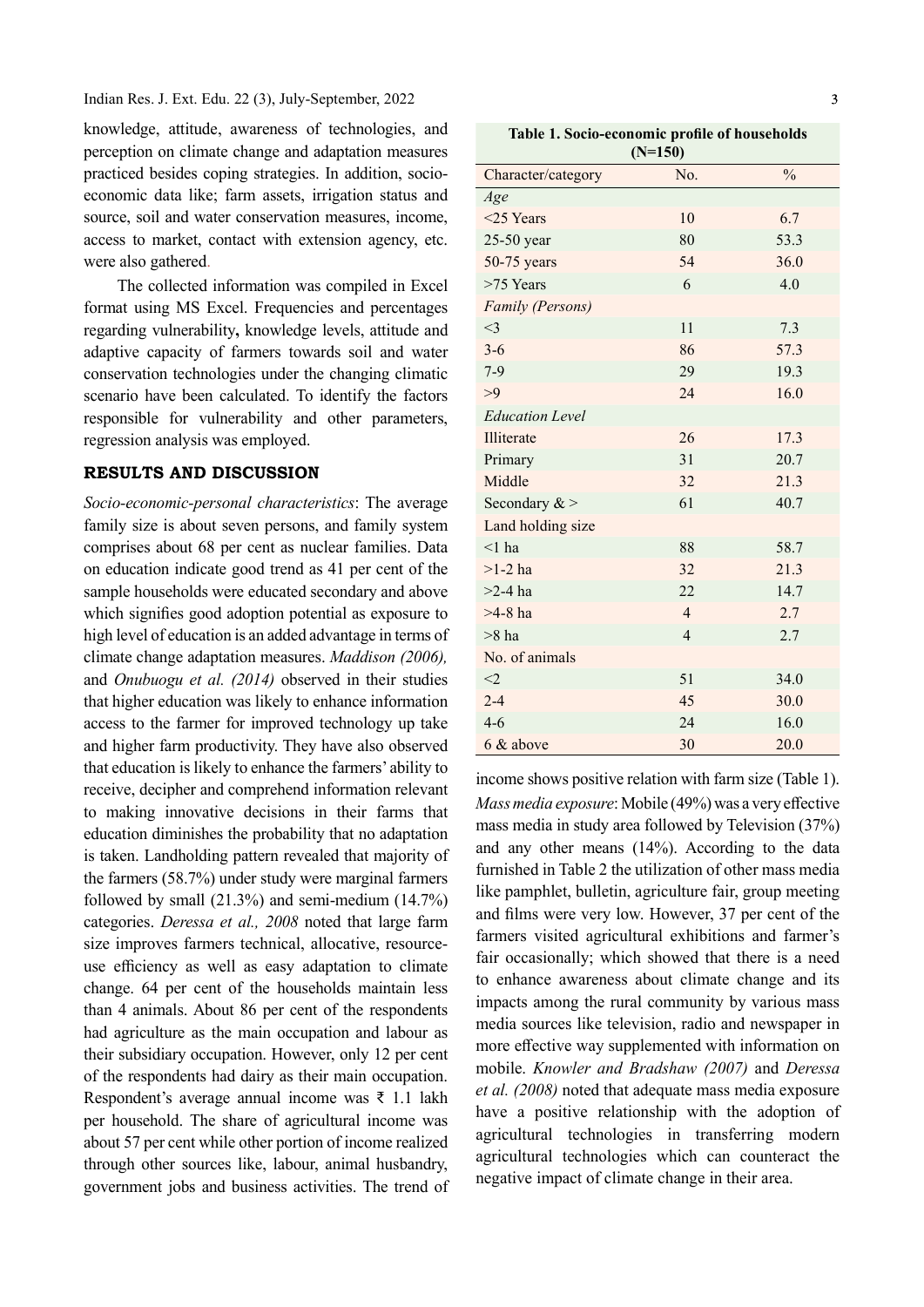knowledge, attitude, awareness of technologies, and perception on climate change and adaptation measures practiced besides coping strategies. In addition, socio-economic data like; farm assets, irrigation status and source, soil and water conservation measures, income, access to market, contact with extension agency, etc. were also gathered.

The collected information was compiled in Excel format using MS Excel. Frequencies and percentages regarding vulnerability**,** knowledge levels, attitude and adaptive capacity of farmers towards soil and water conservation technologies under the changing climatic scenario have been calculated. To identify the factors responsible for vulnerability and other parameters, regression analysis was employed.

## RESULTS AND DISCUSSION

*Socio-economic-personal characteristics*: The average family size is about seven persons, and family system comprises about 68 per cent as nuclear families. Data on education indicate good trend as 41 per cent of the sample households were educated secondary and above which signifies good adoption potential as exposure to high level of education is an added advantage in terms of climate change adaptation measures. *Maddison (2006),* and *Onubuogu et al. (2014)* observed in their studies that higher education was likely to enhance information access to the farmer for improved technology up take and higher farm productivity. They have also observed that education is likely to enhance the farmers' ability to receive, decipher and comprehend information relevant to making innovative decisions in their farms that education diminishes the probability that no adaptation is taken. Landholding pattern revealed that majority of the farmers (58.7%) under study were marginal farmers followed by small (21.3%) and semi-medium (14.7%) categories. *Deressa et al., 2008* noted that large farm size improves farmers technical, allocative, resource-use efficiency as well as easy adaptation to climate change. 64 per cent of the households maintain less than 4 animals. About 86 per cent of the respondents had agriculture as the main occupation and labour as their subsidiary occupation. However, only 12 per cent of the respondents had dairy as their main occupation. Respondent's average annual income was ₹ 1.1 lakh per household. The share of agricultural income was about 57 per cent while other portion of income realized through other sources like, labour, animal husbandry, government jobs and business activities. The trend of income shows positive relation with farm size (Table 1).

**Table 1. Socio-economic profile of households (N=150)**

| Character/category | No. | % |
|---|---|---|
| *Age* | | |
| <25 Years | 10 | 6.7 |
| 25-50 year | 80 | 53.3 |
| 50-75 years | 54 | 36.0 |
| >75 Years | 6 | 4.0 |
| *Family (Persons)* | | |
| <3 | 11 | 7.3 |
| 3-6 | 86 | 57.3 |
| 7-9 | 29 | 19.3 |
| >9 | 24 | 16.0 |
| *Education Level* | | |
| Illiterate | 26 | 17.3 |
| Primary | 31 | 20.7 |
| Middle | 32 | 21.3 |
| Secondary & > | 61 | 40.7 |
| Land holding size | | |
| <1 ha | 88 | 58.7 |
| >1-2 ha | 32 | 21.3 |
| >2-4 ha | 22 | 14.7 |
| >4-8 ha | 4 | 2.7 |
| >8 ha | 4 | 2.7 |
| No. of animals | | |
| <2 | 51 | 34.0 |
| 2-4 | 45 | 30.0 |
| 4-6 | 24 | 16.0 |
| 6 & above | 30 | 20.0 |

*Mass media exposure*: Mobile (49%) was a very effective mass media in study area followed by Television (37%) and any other means (14%). According to the data furnished in Table 2 the utilization of other mass media like pamphlet, bulletin, agriculture fair, group meeting and films were very low. However, 37 per cent of the farmers visited agricultural exhibitions and farmer's fair occasionally; which showed that there is a need to enhance awareness about climate change and its impacts among the rural community by various mass media sources like television, radio and newspaper in more effective way supplemented with information on mobile. *Knowler and Bradshaw (2007)* and *Deressa et al. (2008)* noted that adequate mass media exposure have a positive relationship with the adoption of agricultural technologies in transferring modern agricultural technologies which can counteract the negative impact of climate change in their area.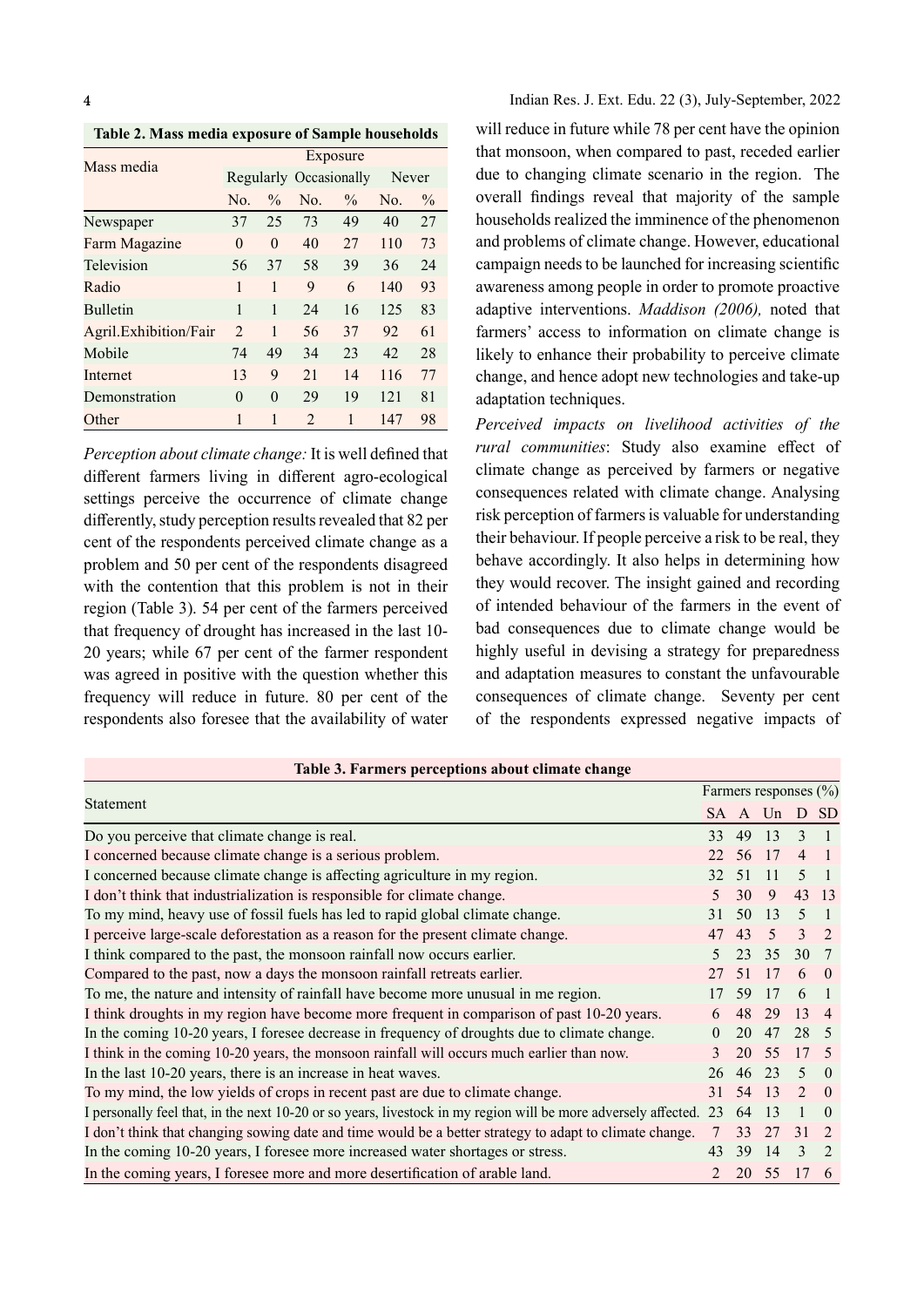**Table 2. Mass media exposure of Sample households**

| Mass media | Exposure | | | | | |
|---|---|---|---|---|---|---|
| | Regularly | | Occasionally | | Never | |
| | No. | % | No. | % | No. | % |
| Newspaper | 37 | 25 | 73 | 49 | 40 | 27 |
| Farm Magazine | 0 | 0 | 40 | 27 | 110 | 73 |
| Television | 56 | 37 | 58 | 39 | 36 | 24 |
| Radio | 1 | 1 | 9 | 6 | 140 | 93 |
| Bulletin | 1 | 1 | 24 | 16 | 125 | 83 |
| Agril.Exhibition/Fair | 2 | 1 | 56 | 37 | 92 | 61 |
| Mobile | 74 | 49 | 34 | 23 | 42 | 28 |
| Internet | 13 | 9 | 21 | 14 | 116 | 77 |
| Demonstration | 0 | 0 | 29 | 19 | 121 | 81 |
| Other | 1 | 1 | 2 | 1 | 147 | 98 |

*Perception about climate change:* It is well defined that different farmers living in different agro-ecological settings perceive the occurrence of climate change differently, study perception results revealed that 82 per cent of the respondents perceived climate change as a problem and 50 per cent of the respondents disagreed with the contention that this problem is not in their region (Table 3). 54 per cent of the farmers perceived that frequency of drought has increased in the last 10-20 years; while 67 per cent of the farmer respondent was agreed in positive with the question whether this frequency will reduce in future. 80 per cent of the respondents also foresee that the availability of water will reduce in future while 78 per cent have the opinion that monsoon, when compared to past, receded earlier due to changing climate scenario in the region. The overall findings reveal that majority of the sample households realized the imminence of the phenomenon and problems of climate change. However, educational campaign needs to be launched for increasing scientific awareness among people in order to promote proactive adaptive interventions. *Maddison (2006),* noted that farmers' access to information on climate change is likely to enhance their probability to perceive climate change, and hence adopt new technologies and take-up adaptation techniques.

*Perceived impacts on livelihood activities of the rural communities*: Study also examine effect of climate change as perceived by farmers or negative consequences related with climate change. Analysing risk perception of farmers is valuable for understanding their behaviour. If people perceive a risk to be real, they behave accordingly. It also helps in determining how they would recover. The insight gained and recording of intended behaviour of the farmers in the event of bad consequences due to climate change would be highly useful in devising a strategy for preparedness and adaptation measures to constant the unfavourable consequences of climate change. Seventy per cent of the respondents expressed negative impacts of

**Table 3. Farmers perceptions about climate change**

| Statement | Farmers responses (%) | | | | |
|---|---|---|---|---|---|
| | SA | A | Un | D | SD |
| Do you perceive that climate change is real. | 33 | 49 | 13 | 3 | 1 |
| I concerned because climate change is a serious problem. | 22 | 56 | 17 | 4 | 1 |
| I concerned because climate change is affecting agriculture in my region. | 32 | 51 | 11 | 5 | 1 |
| I don't think that industrialization is responsible for climate change. | 5 | 30 | 9 | 43 | 13 |
| To my mind, heavy use of fossil fuels has led to rapid global climate change. | 31 | 50 | 13 | 5 | 1 |
| I perceive large-scale deforestation as a reason for the present climate change. | 47 | 43 | 5 | 3 | 2 |
| I think compared to the past, the monsoon rainfall now occurs earlier. | 5 | 23 | 35 | 30 | 7 |
| Compared to the past, now a days the monsoon rainfall retreats earlier. | 27 | 51 | 17 | 6 | 0 |
| To me, the nature and intensity of rainfall have become more unusual in me region. | 17 | 59 | 17 | 6 | 1 |
| I think droughts in my region have become more frequent in comparison of past 10-20 years. | 6 | 48 | 29 | 13 | 4 |
| In the coming 10-20 years, I foresee decrease in frequency of droughts due to climate change. | 0 | 20 | 47 | 28 | 5 |
| I think in the coming 10-20 years, the monsoon rainfall will occurs much earlier than now. | 3 | 20 | 55 | 17 | 5 |
| In the last 10-20 years, there is an increase in heat waves. | 26 | 46 | 23 | 5 | 0 |
| To my mind, the low yields of crops in recent past are due to climate change. | 31 | 54 | 13 | 2 | 0 |
| I personally feel that, in the next 10-20 or so years, livestock in my region will be more adversely affected. | 23 | 64 | 13 | 1 | 0 |
| I don't think that changing sowing date and time would be a better strategy to adapt to climate change. | 7 | 33 | 27 | 31 | 2 |
| In the coming 10-20 years, I foresee more increased water shortages or stress. | 43 | 39 | 14 | 3 | 2 |
| In the coming years, I foresee more and more desertification of arable land. | 2 | 20 | 55 | 17 | 6 |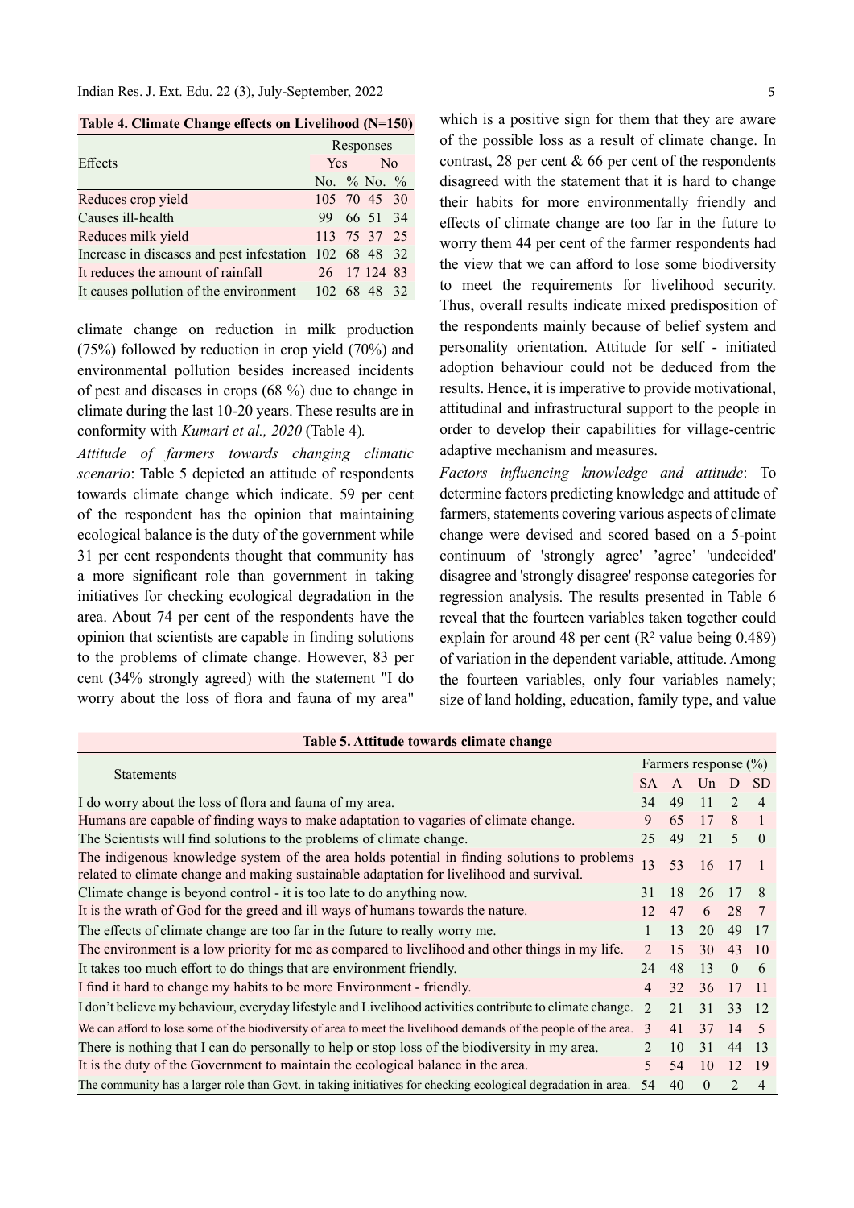**Table 4. Climate Change effects on Livelihood (N=150)**

| Effects | Responses | | | |
|---|---|---|---|---|
| | Yes | | No | |
| | No. | % | No. | % |
| Reduces crop yield | 105 | 70 | 45 | 30 |
| Causes ill-health | 99 | 66 | 51 | 34 |
| Reduces milk yield | 113 | 75 | 37 | 25 |
| Increase in diseases and pest infestation | 102 | 68 | 48 | 32 |
| It reduces the amount of rainfall | 26 | 17 | 124 | 83 |
| It causes pollution of the environment | 102 | 68 | 48 | 32 |

climate change on reduction in milk production (75%) followed by reduction in crop yield (70%) and environmental pollution besides increased incidents of pest and diseases in crops (68 %) due to change in climate during the last 10-20 years. These results are in conformity with *Kumari et al., 2020* (Table 4).

*Attitude of farmers towards changing climatic scenario*: Table 5 depicted an attitude of respondents towards climate change which indicate. 59 per cent of the respondent has the opinion that maintaining ecological balance is the duty of the government while 31 per cent respondents thought that community has a more significant role than government in taking initiatives for checking ecological degradation in the area. About 74 per cent of the respondents have the opinion that scientists are capable in finding solutions to the problems of climate change. However, 83 per cent (34% strongly agreed) with the statement "I do worry about the loss of flora and fauna of my area" which is a positive sign for them that they are aware of the possible loss as a result of climate change. In contrast, 28 per cent & 66 per cent of the respondents disagreed with the statement that it is hard to change their habits for more environmentally friendly and effects of climate change are too far in the future to worry them 44 per cent of the farmer respondents had the view that we can afford to lose some biodiversity to meet the requirements for livelihood security. Thus, overall results indicate mixed predisposition of the respondents mainly because of belief system and personality orientation. Attitude for self - initiated adoption behaviour could not be deduced from the results. Hence, it is imperative to provide motivational, attitudinal and infrastructural support to the people in order to develop their capabilities for village-centric adaptive mechanism and measures.

*Factors influencing knowledge and attitude*: To determine factors predicting knowledge and attitude of farmers, statements covering various aspects of climate change were devised and scored based on a 5-point continuum of 'strongly agree' 'agree' 'undecided' disagree and 'strongly disagree' response categories for regression analysis. The results presented in Table 6 reveal that the fourteen variables taken together could explain for around 48 per cent ($R^2$ value being 0.489) of variation in the dependent variable, attitude. Among the fourteen variables, only four variables namely; size of land holding, education, family type, and value

**Table 5. Attitude towards climate change**

| Statements | Farmers response (%) | | | | |
|---|---|---|---|---|---|
| | SA | A | Un | D | SD |
| I do worry about the loss of flora and fauna of my area. | 34 | 49 | 11 | 2 | 4 |
| Humans are capable of finding ways to make adaptation to vagaries of climate change. | 9 | 65 | 17 | 8 | 1 |
| The Scientists will find solutions to the problems of climate change. | 25 | 49 | 21 | 5 | 0 |
| The indigenous knowledge system of the area holds potential in finding solutions to problems related to climate change and making sustainable adaptation for livelihood and survival. | 13 | 53 | 16 | 17 | 1 |
| Climate change is beyond control - it is too late to do anything now. | 31 | 18 | 26 | 17 | 8 |
| It is the wrath of God for the greed and ill ways of humans towards the nature. | 12 | 47 | 6 | 28 | 7 |
| The effects of climate change are too far in the future to really worry me. | 1 | 13 | 20 | 49 | 17 |
| The environment is a low priority for me as compared to livelihood and other things in my life. | 2 | 15 | 30 | 43 | 10 |
| It takes too much effort to do things that are environment friendly. | 24 | 48 | 13 | 0 | 6 |
| I find it hard to change my habits to be more Environment - friendly. | 4 | 32 | 36 | 17 | 11 |
| I don't believe my behaviour, everyday lifestyle and Livelihood activities contribute to climate change. | 2 | 21 | 31 | 33 | 12 |
| We can afford to lose some of the biodiversity of area to meet the livelihood demands of the people of the area. | 3 | 41 | 37 | 14 | 5 |
| There is nothing that I can do personally to help or stop loss of the biodiversity in my area. | 2 | 10 | 31 | 44 | 13 |
| It is the duty of the Government to maintain the ecological balance in the area. | 5 | 54 | 10 | 12 | 19 |
| The community has a larger role than Govt. in taking initiatives for checking ecological degradation in area. | 54 | 40 | 0 | 2 | 4 |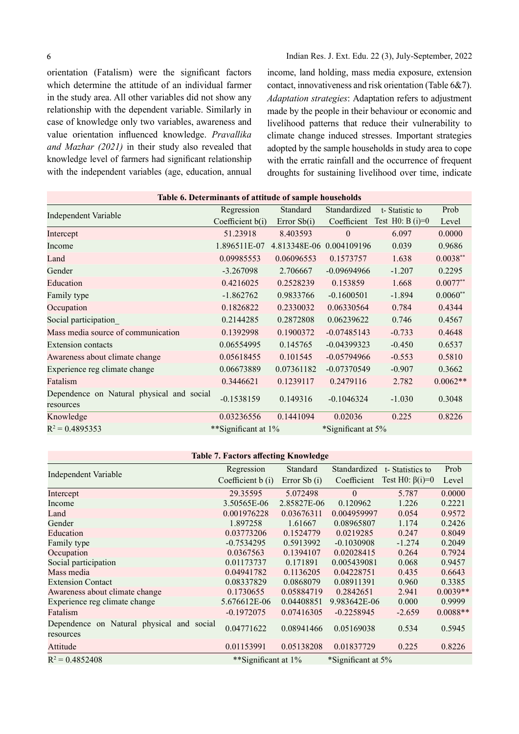orientation (Fatalism) were the significant factors which determine the attitude of an individual farmer in the study area. All other variables did not show any relationship with the dependent variable. Similarly in case of knowledge only two variables, awareness and value orientation influenced knowledge. *Pravallika and Mazhar (2021)* in their study also revealed that knowledge level of farmers had significant relationship with the independent variables (age, education, annual income, land holding, mass media exposure, extension contact, innovativeness and risk orientation (Table 6&7).

*Adaptation strategies*: Adaptation refers to adjustment made by the people in their behaviour or economic and livelihood patterns that reduce their vulnerability to climate change induced stresses. Important strategies adopted by the sample households in study area to cope with the erratic rainfall and the occurrence of frequent droughts for sustaining livelihood over time, indicate

**Table 6. Determinants of attitude of sample households**

| Independent Variable | Regression Coefficient b(i) | Standard Error Sb(i) | Standardized Coefficient | t- Statistic to Test H0: B (i)=0 | Prob Level |
|---|---|---|---|---|---|
| Intercept | 51.23918 | 8.403593 | 0 | 6.097 | 0.0000 |
| Income | 1.896511E-07 | 4.813348E-06 | 0.004109196 | 0.039 | 0.9686 |
| Land | 0.09985553 | 0.06096553 | 0.1573757 | 1.638 | 0.0038** |
| Gender | -3.267098 | 2.706667 | -0.09694966 | -1.207 | 0.2295 |
| Education | 0.4216025 | 0.2528239 | 0.153859 | 1.668 | 0.0077** |
| Family type | -1.862762 | 0.9833766 | -0.1600501 | -1.894 | 0.0060** |
| Occupation | 0.1826822 | 0.2330032 | 0.06330564 | 0.784 | 0.4344 |
| Social participation_ | 0.2144285 | 0.2872808 | 0.06239622 | 0.746 | 0.4567 |
| Mass media source of communication | 0.1392998 | 0.1900372 | -0.07485143 | -0.733 | 0.4648 |
| Extension contacts | 0.06554995 | 0.145765 | -0.04399323 | -0.450 | 0.6537 |
| Awareness about climate change | 0.05618455 | 0.101545 | -0.05794966 | -0.553 | 0.5810 |
| Experience reg climate change | 0.06673889 | 0.07361182 | -0.07370549 | -0.907 | 0.3662 |
| Fatalism | 0.3446621 | 0.1239117 | 0.2479116 | 2.782 | 0.0062** |
| Dependence on Natural physical and social resources | -0.1538159 | 0.149316 | -0.1046324 | -1.030 | 0.3048 |
| Knowledge | 0.03236556 | 0.1441094 | 0.02036 | 0.225 | 0.8226 |
| $R^2$ = 0.4895353 | **Significant at 1% | | *Significant at 5% | | |

**Table 7. Factors affecting Knowledge**

| Independent Variable | Regression Coefficient b (i) | Standard Error Sb (i) | Standardized Coefficient | t- Statistics to Test H0: β(i)=0 | Prob Level |
|---|---|---|---|---|---|
| Intercept | 29.35595 | 5.072498 | 0 | 5.787 | 0.0000 |
| Income | 3.50565E-06 | 2.85827E-06 | 0.120962 | 1.226 | 0.2221 |
| Land | 0.001976228 | 0.03676311 | 0.004959997 | 0.054 | 0.9572 |
| Gender | 1.897258 | 1.61667 | 0.08965807 | 1.174 | 0.2426 |
| Education | 0.03773206 | 0.1524779 | 0.0219285 | 0.247 | 0.8049 |
| Family type | -0.7534295 | 0.5913992 | -0.1030908 | -1.274 | 0.2049 |
| Occupation | 0.0367563 | 0.1394107 | 0.02028415 | 0.264 | 0.7924 |
| Social participation | 0.01173737 | 0.171891 | 0.005439081 | 0.068 | 0.9457 |
| Mass media | 0.04941782 | 0.1136205 | 0.04228751 | 0.435 | 0.6643 |
| Extension Contact | 0.08337829 | 0.0868079 | 0.08911391 | 0.960 | 0.3385 |
| Awareness about climate change | 0.1730655 | 0.05884719 | 0.2842651 | 2.941 | 0.0039** |
| Experience reg climate change | 5.676612E-06 | 0.04408851 | 9.983642E-06 | 0.000 | 0.9999 |
| Fatalism | -0.1972075 | 0.07416305 | -0.2258945 | -2.659 | 0.0088** |
| Dependence on Natural physical and social resources | 0.04771622 | 0.08941466 | 0.05169038 | 0.534 | 0.5945 |
| Attitude | 0.01153991 | 0.05138208 | 0.01837729 | 0.225 | 0.8226 |
| $R^2$ = 0.4852408 | **Significant at 1% | | *Significant at 5% | | |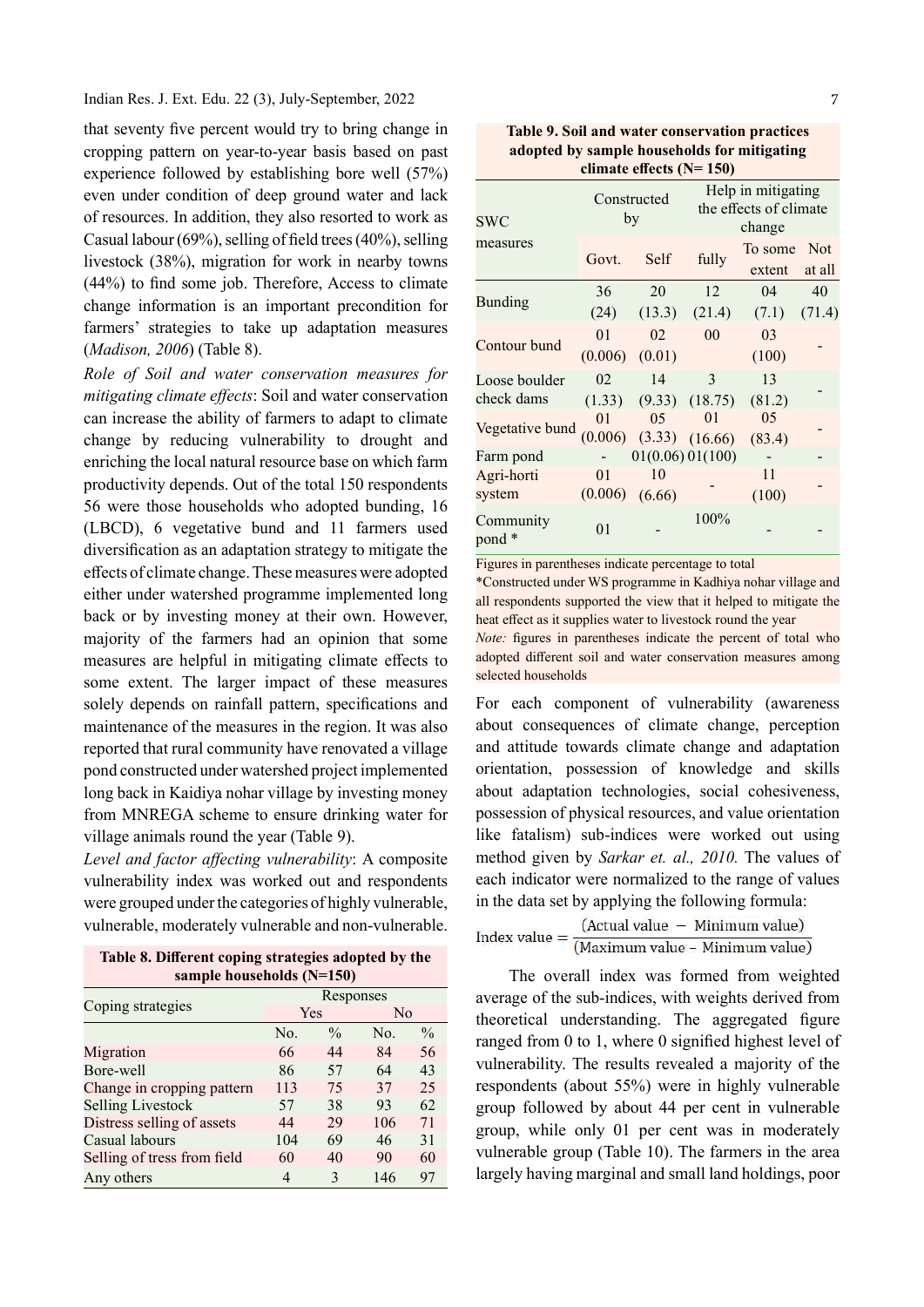that seventy five percent would try to bring change in cropping pattern on year-to-year basis based on past experience followed by establishing bore well (57%) even under condition of deep ground water and lack of resources. In addition, they also resorted to work as Casual labour (69%), selling of field trees (40%), selling livestock (38%), migration for work in nearby towns (44%) to find some job. Therefore, Access to climate change information is an important precondition for farmers' strategies to take up adaptation measures (*Madison, 2006*) (Table 8).

*Role of Soil and water conservation measures for mitigating climate effects*: Soil and water conservation can increase the ability of farmers to adapt to climate change by reducing vulnerability to drought and enriching the local natural resource base on which farm productivity depends. Out of the total 150 respondents 56 were those households who adopted bunding, 16 (LBCD), 6 vegetative bund and 11 farmers used diversification as an adaptation strategy to mitigate the effects of climate change. These measures were adopted either under watershed programme implemented long back or by investing money at their own. However, majority of the farmers had an opinion that some measures are helpful in mitigating climate effects to some extent. The larger impact of these measures solely depends on rainfall pattern, specifications and maintenance of the measures in the region. It was also reported that rural community have renovated a village pond constructed under watershed project implemented long back in Kaidiya nohar village by investing money from MNREGA scheme to ensure drinking water for village animals round the year (Table 9).

*Level and factor affecting vulnerability*: A composite vulnerability index was worked out and respondents were grouped under the categories of highly vulnerable, vulnerable, moderately vulnerable and non-vulnerable.

**Table 8. Different coping strategies adopted by the sample households (N=150)**

| Coping strategies | Responses | | | |
|---|---|---|---|---|
| | Yes | | No | |
| | No. | % | No. | % |
| Migration | 66 | 44 | 84 | 56 |
| Bore-well | 86 | 57 | 64 | 43 |
| Change in cropping pattern | 113 | 75 | 37 | 25 |
| Selling Livestock | 57 | 38 | 93 | 62 |
| Distress selling of assets | 44 | 29 | 106 | 71 |
| Casual labours | 104 | 69 | 46 | 31 |
| Selling of tress from field | 60 | 40 | 90 | 60 |
| Any others | 4 | 3 | 146 | 97 |

**Table 9. Soil and water conservation practices adopted by sample households for mitigating climate effects (N= 150)**

| SWC measures | Constructed by | | Help in mitigating the effects of climate change | | |
|---|---|---|---|---|---|
| | Govt. | Self | fully | To some extent | Not at all |
| Bunding | 36 (24) | 20 (13.3) | 12 (21.4) | 04 (7.1) | 40 (71.4) |
| Contour bund | 01 (0.006) | 02 (0.01) | 00 | 03 (100) | - |
| Loose boulder check dams | 02 (1.33) | 14 (9.33) | 3 (18.75) | 13 (81.2) | - |
| Vegetative bund | 01 (0.006) | 05 (3.33) | 01 (16.66) | 05 (83.4) | - |
| Farm pond | - | 01(0.06) | 01(100) | - | - |
| Agri-horti system | 01 (0.006) | 10 (6.66) | - | 11 (100) | - |
| Community pond * | 01 | - | 100% | - | - |

Figures in parentheses indicate percentage to total

*Constructed under WS programme in Kadhiya nohar village and all respondents supported the view that it helped to mitigate the heat effect as it supplies water to livestock round the year

*Note:* figures in parentheses indicate the percent of total who adopted different soil and water conservation measures among selected households

For each component of vulnerability (awareness about consequences of climate change, perception and attitude towards climate change and adaptation orientation, possession of knowledge and skills about adaptation technologies, social cohesiveness, possession of physical resources, and value orientation like fatalism) sub-indices were worked out using method given by *Sarkar et. al., 2010.* The values of each indicator were normalized to the range of values in the data set by applying the following formula:

$$\text{Index value} = \frac{(\text{Actual value} - \text{Minimum value})}{(\text{Maximum value} - \text{Minimum value})}$$

The overall index was formed from weighted average of the sub-indices, with weights derived from theoretical understanding. The aggregated figure ranged from 0 to 1, where 0 signified highest level of vulnerability. The results revealed a majority of the respondents (about 55%) were in highly vulnerable group followed by about 44 per cent in vulnerable group, while only 01 per cent was in moderately vulnerable group (Table 10). The farmers in the area largely having marginal and small land holdings, poor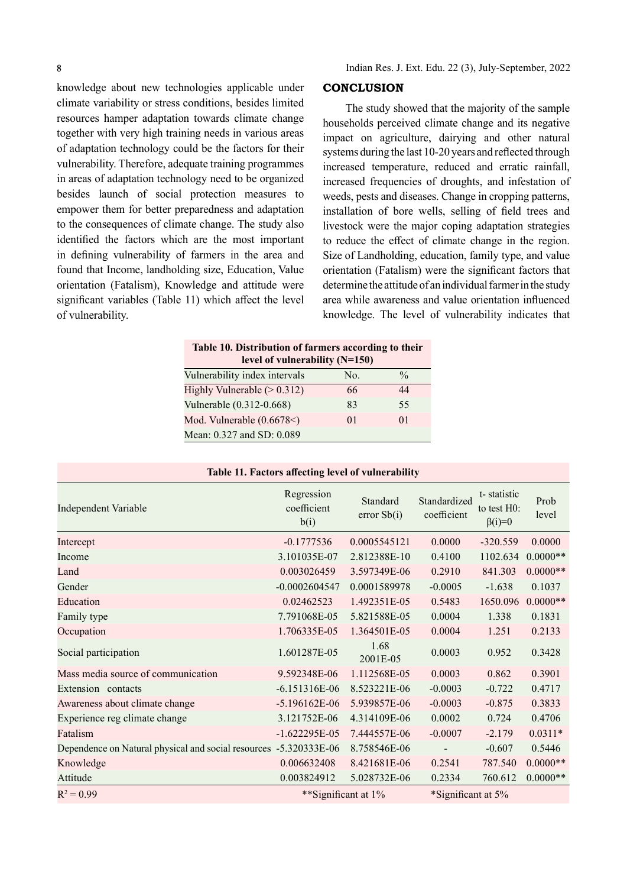knowledge about new technologies applicable under climate variability or stress conditions, besides limited resources hamper adaptation towards climate change together with very high training needs in various areas of adaptation technology could be the factors for their vulnerability. Therefore, adequate training programmes in areas of adaptation technology need to be organized besides launch of social protection measures to empower them for better preparedness and adaptation to the consequences of climate change. The study also identified the factors which are the most important in defining vulnerability of farmers in the area and found that Income, landholding size, Education, Value orientation (Fatalism), Knowledge and attitude were significant variables (Table 11) which affect the level of vulnerability.

## CONCLUSION

The study showed that the majority of the sample households perceived climate change and its negative impact on agriculture, dairying and other natural systems during the last 10-20 years and reflected through increased temperature, reduced and erratic rainfall, increased frequencies of droughts, and infestation of weeds, pests and diseases. Change in cropping patterns, installation of bore wells, selling of field trees and livestock were the major coping adaptation strategies to reduce the effect of climate change in the region. Size of Landholding, education, family type, and value orientation (Fatalism) were the significant factors that determine the attitude of an individual farmer in the study area while awareness and value orientation influenced knowledge. The level of vulnerability indicates that

**Table 10. Distribution of farmers according to their level of vulnerability (N=150)**

| Vulnerability index intervals | No. | % |
|---|---|---|
| Highly Vulnerable (> 0.312) | 66 | 44 |
| Vulnerable (0.312-0.668) | 83 | 55 |
| Mod. Vulnerable (0.6678<) | 01 | 01 |
| Mean: 0.327 and SD: 0.089 | | |

**Table 11. Factors affecting level of vulnerability**

| Independent Variable | Regression coefficient b(i) | Standard error Sb(i) | Standardized coefficient | t- statistic to test H0: β(i)=0 | Prob level |
|---|---|---|---|---|---|
| Intercept | -0.1777536 | 0.0005545121 | 0.0000 | -320.559 | 0.0000 |
| Income | 3.101035E-07 | 2.812388E-10 | 0.4100 | 1102.634 | 0.0000** |
| Land | 0.003026459 | 3.597349E-06 | 0.2910 | 841.303 | 0.0000** |
| Gender | -0.0002604547 | 0.0001589978 | -0.0005 | -1.638 | 0.1037 |
| Education | 0.02462523 | 1.492351E-05 | 0.5483 | 1650.096 | 0.0000** |
| Family type | 7.791068E-05 | 5.821588E-05 | 0.0004 | 1.338 | 0.1831 |
| Occupation | 1.706335E-05 | 1.364501E-05 | 0.0004 | 1.251 | 0.2133 |
| Social participation | 1.601287E-05 | 1.68 2001E-05 | 0.0003 | 0.952 | 0.3428 |
| Mass media source of communication | 9.592348E-06 | 1.112568E-05 | 0.0003 | 0.862 | 0.3901 |
| Extension contacts | -6.151316E-06 | 8.523221E-06 | -0.0003 | -0.722 | 0.4717 |
| Awareness about climate change | -5.196162E-06 | 5.939857E-06 | -0.0003 | -0.875 | 0.3833 |
| Experience reg climate change | 3.121752E-06 | 4.314109E-06 | 0.0002 | 0.724 | 0.4706 |
| Fatalism | -1.622295E-05 | 7.444557E-06 | -0.0007 | -2.179 | 0.0311* |
| Dependence on Natural physical and social resources | -5.320333E-06 | 8.758546E-06 | - | -0.607 | 0.5446 |
| Knowledge | 0.006632408 | 8.421681E-06 | 0.2541 | 787.540 | 0.0000** |
| Attitude | 0.003824912 | 5.028732E-06 | 0.2334 | 760.612 | 0.0000** |
| $R^2 = 0.99$ | **Significant at 1% | | *Significant at 5% | | |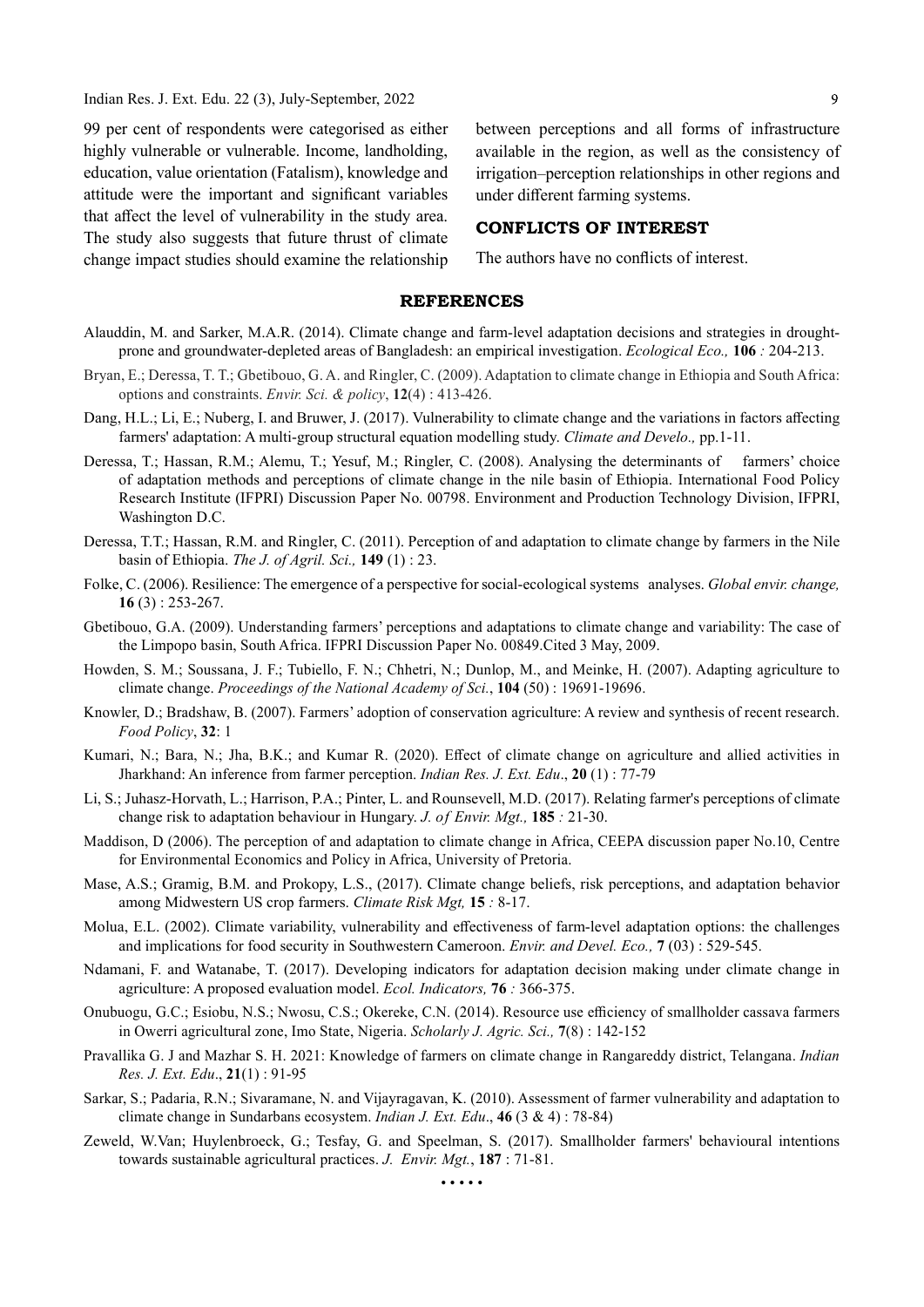99 per cent of respondents were categorised as either highly vulnerable or vulnerable. Income, landholding, education, value orientation (Fatalism), knowledge and attitude were the important and significant variables that affect the level of vulnerability in the study area. The study also suggests that future thrust of climate change impact studies should examine the relationship between perceptions and all forms of infrastructure available in the region, as well as the consistency of irrigation–perception relationships in other regions and under different farming systems.

## CONFLICTS OF INTEREST

The authors have no conflicts of interest.

## REFERENCES

Alauddin, M. and Sarker, M.A.R. (2014). Climate change and farm-level adaptation decisions and strategies in drought-prone and groundwater-depleted areas of Bangladesh: an empirical investigation. *Ecological Eco.,* **106** *:* 204-213.

Bryan, E.; Deressa, T. T.; Gbetibouo, G. A. and Ringler, C. (2009). Adaptation to climate change in Ethiopia and South Africa: options and constraints. *Envir. Sci. & policy*, **12**(4) : 413-426.

Dang, H.L.; Li, E.; Nuberg, I. and Bruwer, J. (2017). Vulnerability to climate change and the variations in factors affecting farmers' adaptation: A multi-group structural equation modelling study. *Climate and Develo.,* pp.1-11.

Deressa, T.; Hassan, R.M.; Alemu, T.; Yesuf, M.; Ringler, C. (2008). Analysing the determinants of farmers' choice of adaptation methods and perceptions of climate change in the nile basin of Ethiopia. International Food Policy Research Institute (IFPRI) Discussion Paper No. 00798. Environment and Production Technology Division, IFPRI, Washington D.C.

Deressa, T.T.; Hassan, R.M. and Ringler, C. (2011). Perception of and adaptation to climate change by farmers in the Nile basin of Ethiopia. *The J. of Agril. Sci.,* **149** (1) : 23.

Folke, C. (2006). Resilience: The emergence of a perspective for social-ecological systems analyses. *Global envir. change,* **16** (3) : 253-267.

Gbetibouo, G.A. (2009). Understanding farmers' perceptions and adaptations to climate change and variability: The case of the Limpopo basin, South Africa. IFPRI Discussion Paper No. 00849.Cited 3 May, 2009.

Howden, S. M.; Soussana, J. F.; Tubiello, F. N.; Chhetri, N.; Dunlop, M., and Meinke, H. (2007). Adapting agriculture to climate change. *Proceedings of the National Academy of Sci.*, **104** (50) : 19691-19696.

Knowler, D.; Bradshaw, B. (2007). Farmers' adoption of conservation agriculture: A review and synthesis of recent research. *Food Policy*, **32**: 1

Kumari, N.; Bara, N.; Jha, B.K.; and Kumar R. (2020). Effect of climate change on agriculture and allied activities in Jharkhand: An inference from farmer perception. *Indian Res. J. Ext. Edu*., **20** (1) : 77-79

Li, S.; Juhasz-Horvath, L.; Harrison, P.A.; Pinter, L. and Rounsevell, M.D. (2017). Relating farmer's perceptions of climate change risk to adaptation behaviour in Hungary. *J. of Envir. Mgt.,* **185** *:* 21-30.

Maddison, D (2006). The perception of and adaptation to climate change in Africa, CEEPA discussion paper No.10, Centre for Environmental Economics and Policy in Africa, University of Pretoria.

Mase, A.S.; Gramig, B.M. and Prokopy, L.S., (2017). Climate change beliefs, risk perceptions, and adaptation behavior among Midwestern US crop farmers. *Climate Risk Mgt,* **15** *:* 8-17.

Molua, E.L. (2002). Climate variability, vulnerability and effectiveness of farm-level adaptation options: the challenges and implications for food security in Southwestern Cameroon. *Envir. and Devel. Eco.,* **7** (03) : 529-545.

Ndamani, F. and Watanabe, T. (2017). Developing indicators for adaptation decision making under climate change in agriculture: A proposed evaluation model. *Ecol. Indicators,* **76** *:* 366-375.

Onubuogu, G.C.; Esiobu, N.S.; Nwosu, C.S.; Okereke, C.N. (2014). Resource use efficiency of smallholder cassava farmers in Owerri agricultural zone, Imo State, Nigeria. *Scholarly J. Agric. Sci.,* **7**(8) : 142-152

Pravallika G. J and Mazhar S. H. 2021: Knowledge of farmers on climate change in Rangareddy district, Telangana. *Indian Res. J. Ext. Edu*., **21**(1) : 91-95

Sarkar, S.; Padaria, R.N.; Sivaramane, N. and Vijayragavan, K. (2010). Assessment of farmer vulnerability and adaptation to climate change in Sundarbans ecosystem. *Indian J. Ext. Edu*., **46** (3 & 4) : 78-84)

Zeweld, W.Van; Huylenbroeck, G.; Tesfay, G. and Speelman, S. (2017). Smallholder farmers' behavioural intentions towards sustainable agricultural practices. *J. Envir. Mgt.*, **187** : 71-81.

• • • • •